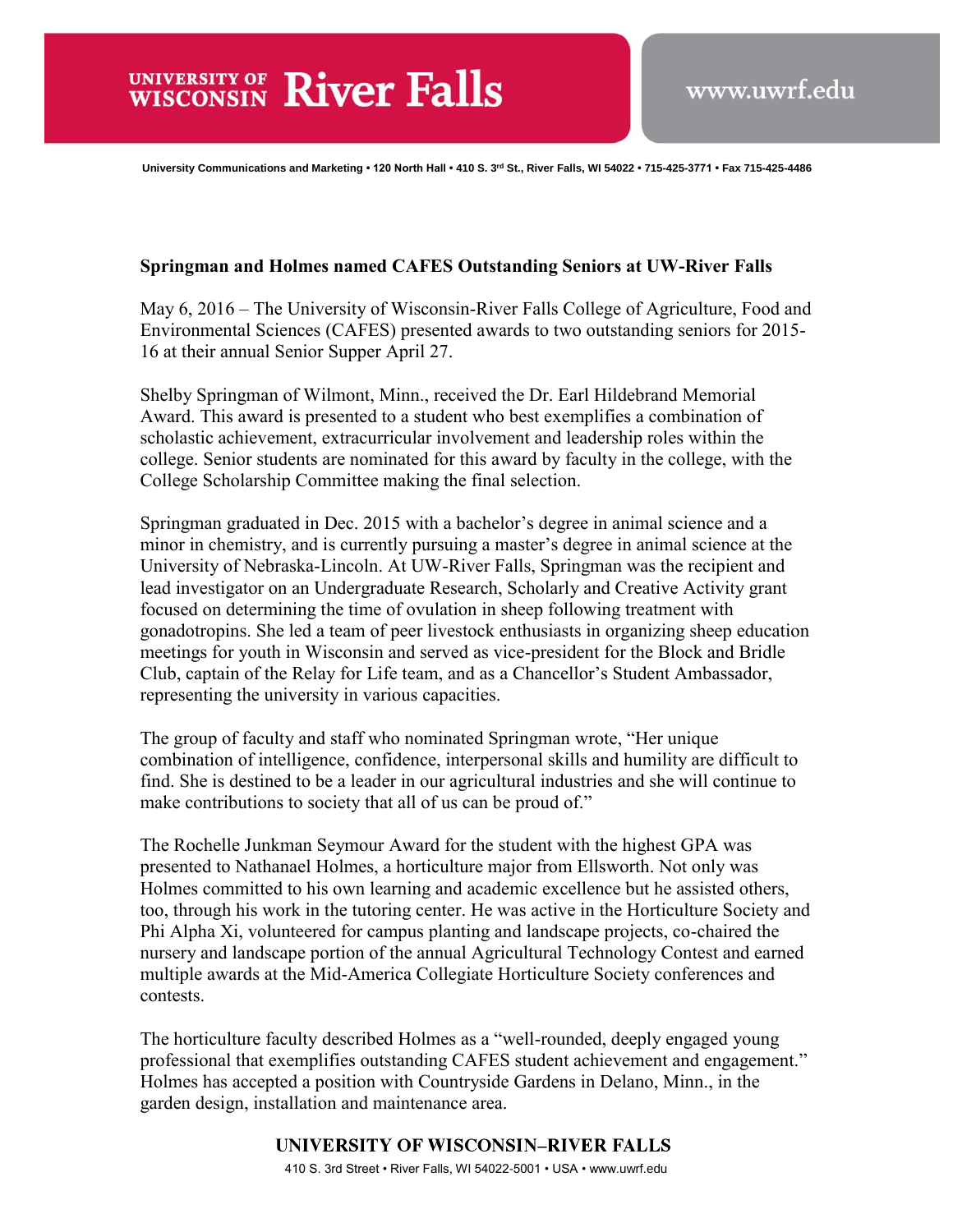UNIVERSITY OF WISCONSIN River Falls

www.uwrf.edu

University Communications and Marketing • 120 North Hall • 410 S. 3rd St., River Falls, WI 54022 • 715-425-3771 • Fax 715-425-4486

**Springman and Holmes named CAFES Outstanding Seniors at UW-River Falls**

May 6, 2016 – The University of Wisconsin-River Falls College of Agriculture, Food and Environmental Sciences (CAFES) presented awards to two outstanding seniors for 2015-16 at their annual Senior Supper April 27.

Shelby Springman of Wilmont, Minn., received the Dr. Earl Hildebrand Memorial Award. This award is presented to a student who best exemplifies a combination of scholastic achievement, extracurricular involvement and leadership roles within the college. Senior students are nominated for this award by faculty in the college, with the College Scholarship Committee making the final selection.

Springman graduated in Dec. 2015 with a bachelor's degree in animal science and a minor in chemistry, and is currently pursuing a master's degree in animal science at the University of Nebraska-Lincoln. At UW-River Falls, Springman was the recipient and lead investigator on an Undergraduate Research, Scholarly and Creative Activity grant focused on determining the time of ovulation in sheep following treatment with gonadotropins. She led a team of peer livestock enthusiasts in organizing sheep education meetings for youth in Wisconsin and served as vice-president for the Block and Bridle Club, captain of the Relay for Life team, and as a Chancellor's Student Ambassador, representing the university in various capacities.

The group of faculty and staff who nominated Springman wrote, "Her unique combination of intelligence, confidence, interpersonal skills and humility are difficult to find. She is destined to be a leader in our agricultural industries and she will continue to make contributions to society that all of us can be proud of."

The Rochelle Junkman Seymour Award for the student with the highest GPA was presented to Nathanael Holmes, a horticulture major from Ellsworth. Not only was Holmes committed to his own learning and academic excellence but he assisted others, too, through his work in the tutoring center. He was active in the Horticulture Society and Phi Alpha Xi, volunteered for campus planting and landscape projects, co-chaired the nursery and landscape portion of the annual Agricultural Technology Contest and earned multiple awards at the Mid-America Collegiate Horticulture Society conferences and contests.

The horticulture faculty described Holmes as a "well-rounded, deeply engaged young professional that exemplifies outstanding CAFES student achievement and engagement." Holmes has accepted a position with Countryside Gardens in Delano, Minn., in the garden design, installation and maintenance area.

UNIVERSITY OF WISCONSIN–RIVER FALLS

410 S. 3rd Street • River Falls, WI 54022-5001 • USA • www.uwrf.edu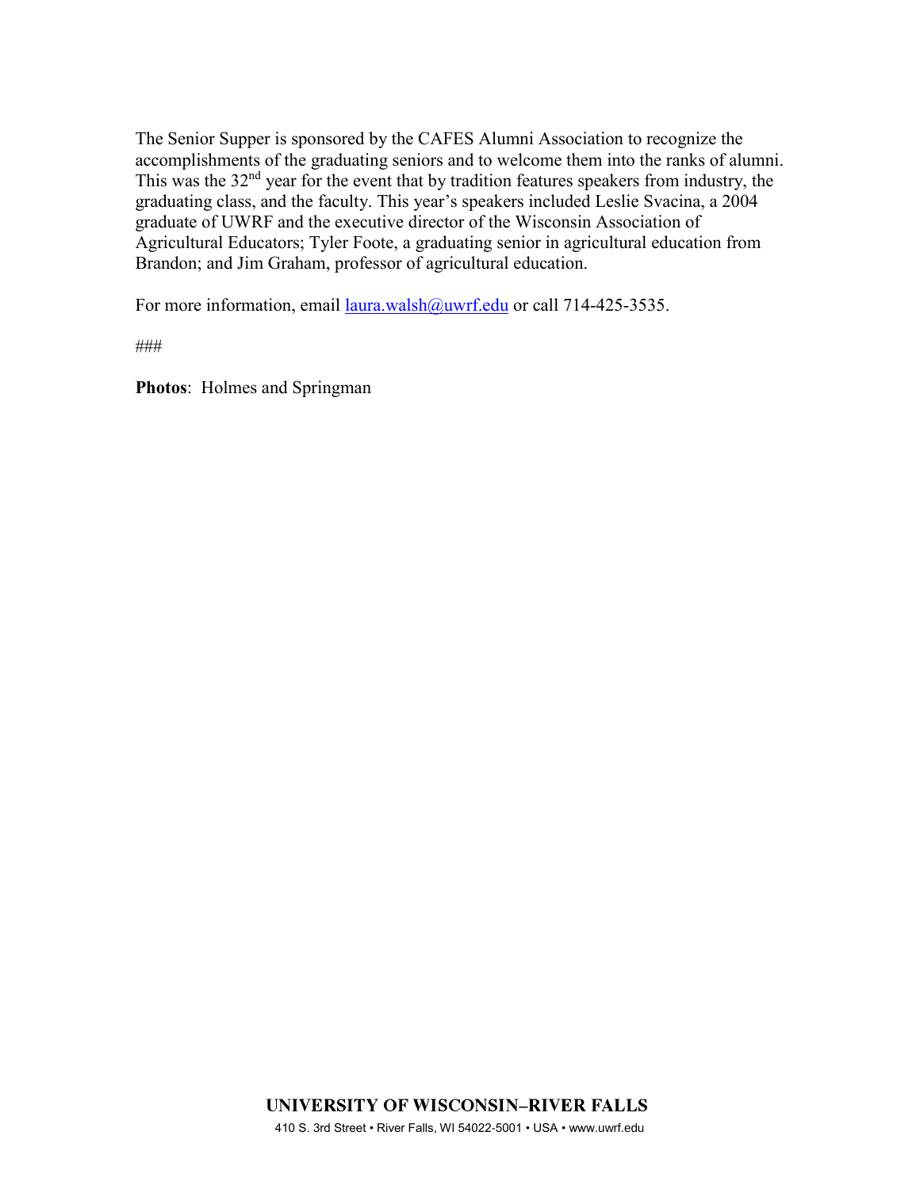The Senior Supper is sponsored by the CAFES Alumni Association to recognize the accomplishments of the graduating seniors and to welcome them into the ranks of alumni. This was the 32nd year for the event that by tradition features speakers from industry, the graduating class, and the faculty. This year's speakers included Leslie Svacina, a 2004 graduate of UWRF and the executive director of the Wisconsin Association of Agricultural Educators; Tyler Foote, a graduating senior in agricultural education from Brandon; and Jim Graham, professor of agricultural education.

For more information, email laura.walsh@uwrf.edu or call 714-425-3535.

###

**Photos**: Holmes and Springman